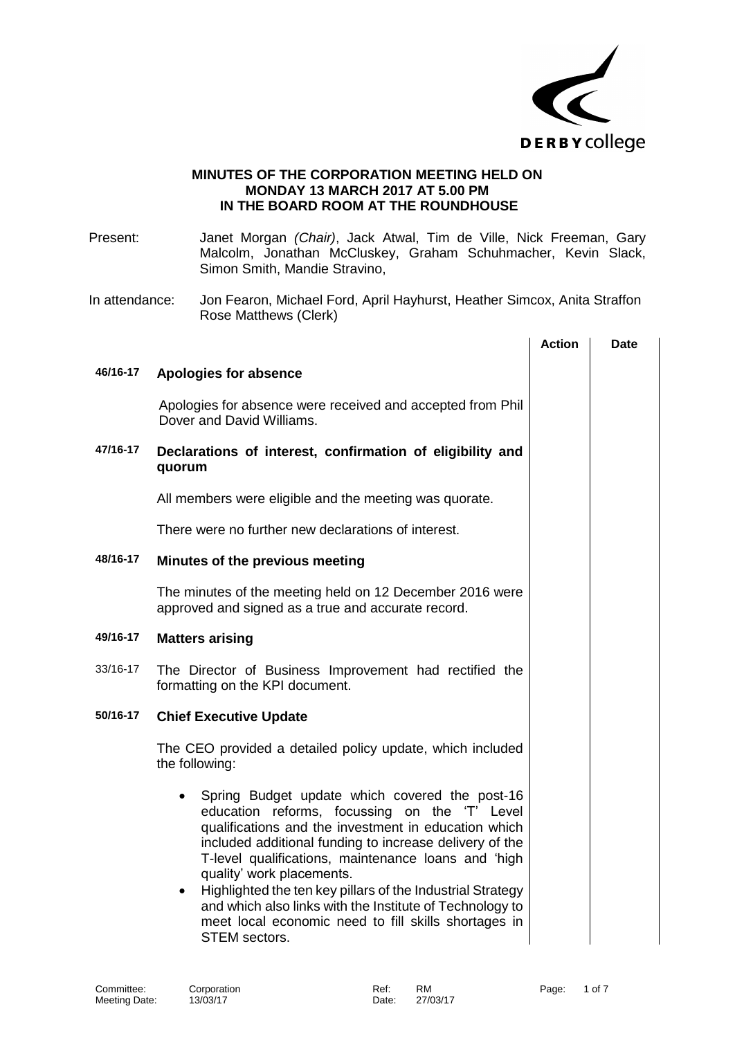**MINUTES OF THE CORPORATION MEETING HELD ON MONDAY 13 MARCH 2017 AT 5.00 PM IN THE BOARD ROOM AT THE ROUNDHOUSE**

Present: Janet Morgan *(Chair)*, Jack Atwal, Tim de Ville, Nick Freeman, Gary Malcolm, Jonathan McCluskey, Graham Schuhmacher, Kevin Slack, Simon Smith, Mandie Stravino,

In attendance: Jon Fearon, Michael Ford, April Hayhurst, Heather Simcox, Anita Straffon Rose Matthews (Clerk)

| | | Action | Date |
|---|---|---|---|
| **46/16-17** | **Apologies for absence** | | |
| | Apologies for absence were received and accepted from Phil Dover and David Williams. | | |
| **47/16-17** | **Declarations of interest, confirmation of eligibility and quorum** | | |
| | All members were eligible and the meeting was quorate. | | |
| | There were no further new declarations of interest. | | |
| **48/16-17** | **Minutes of the previous meeting** | | |
| | The minutes of the meeting held on 12 December 2016 were approved and signed as a true and accurate record. | | |
| **49/16-17** | **Matters arising** | | |
| 33/16-17 | The Director of Business Improvement had rectified the formatting on the KPI document. | | |
| **50/16-17** | **Chief Executive Update** | | |
| | The CEO provided a detailed policy update, which included the following: | | |
| | • Spring Budget update which covered the post-16 education reforms, focussing on the 'T' Level qualifications and the investment in education which included additional funding to increase delivery of the T-level qualifications, maintenance loans and 'high quality' work placements.<br>• Highlighted the ten key pillars of the Industrial Strategy and which also links with the Institute of Technology to meet local economic need to fill skills shortages in STEM sectors. | | |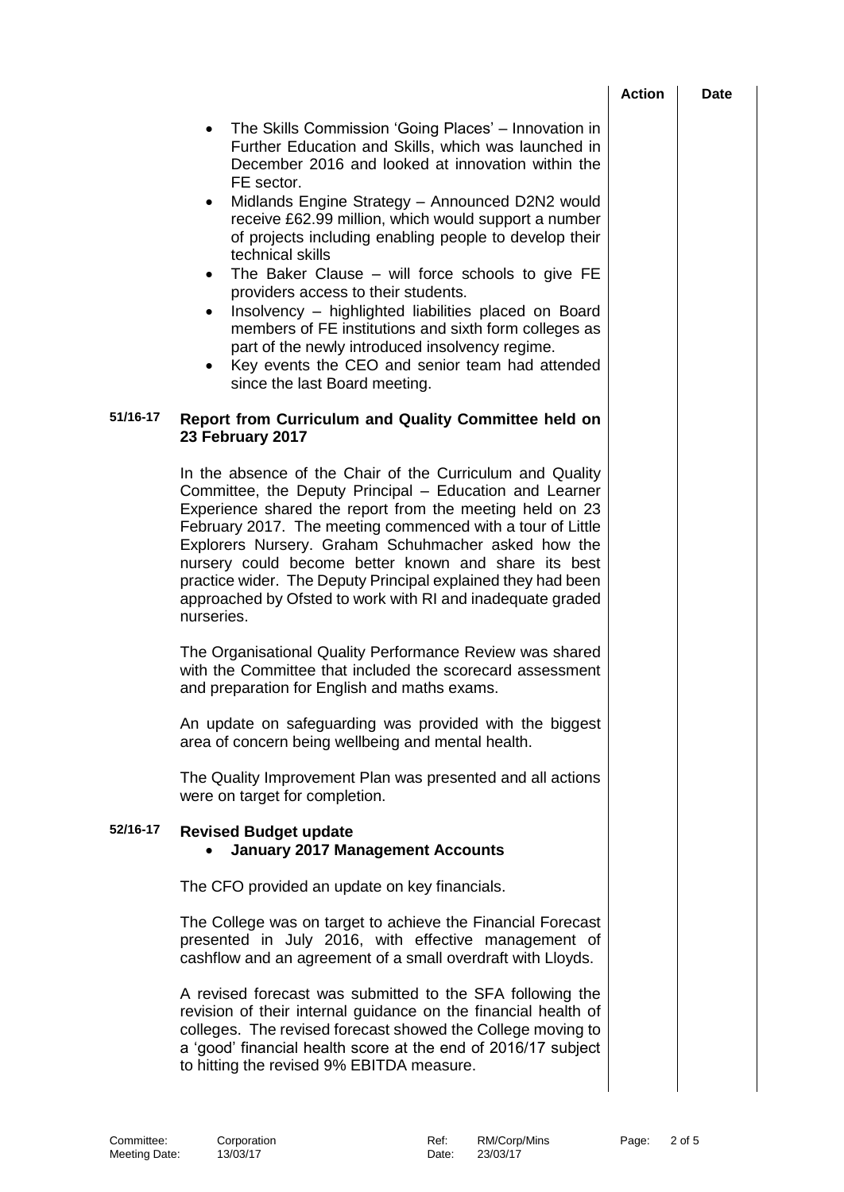| | | Action | Date |
|---|---|---|---|
| | • The Skills Commission 'Going Places' – Innovation in Further Education and Skills, which was launched in December 2016 and looked at innovation within the FE sector.<br>• Midlands Engine Strategy – Announced D2N2 would receive £62.99 million, which would support a number of projects including enabling people to develop their technical skills<br>• The Baker Clause – will force schools to give FE providers access to their students.<br>• Insolvency – highlighted liabilities placed on Board members of FE institutions and sixth form colleges as part of the newly introduced insolvency regime.<br>• Key events the CEO and senior team had attended since the last Board meeting. | | |
| **51/16-17** | **Report from Curriculum and Quality Committee held on 23 February 2017** | | |
| | In the absence of the Chair of the Curriculum and Quality Committee, the Deputy Principal – Education and Learner Experience shared the report from the meeting held on 23 February 2017. The meeting commenced with a tour of Little Explorers Nursery. Graham Schuhmacher asked how the nursery could become better known and share its best practice wider. The Deputy Principal explained they had been approached by Ofsted to work with RI and inadequate graded nurseries. | | |
| | The Organisational Quality Performance Review was shared with the Committee that included the scorecard assessment and preparation for English and maths exams. | | |
| | An update on safeguarding was provided with the biggest area of concern being wellbeing and mental health. | | |
| | The Quality Improvement Plan was presented and all actions were on target for completion. | | |
| **52/16-17** | **Revised Budget update**<br>• **January 2017 Management Accounts** | | |
| | The CFO provided an update on key financials. | | |
| | The College was on target to achieve the Financial Forecast presented in July 2016, with effective management of cashflow and an agreement of a small overdraft with Lloyds. | | |
| | A revised forecast was submitted to the SFA following the revision of their internal guidance on the financial health of colleges. The revised forecast showed the College moving to a 'good' financial health score at the end of 2016/17 subject to hitting the revised 9% EBITDA measure. | | |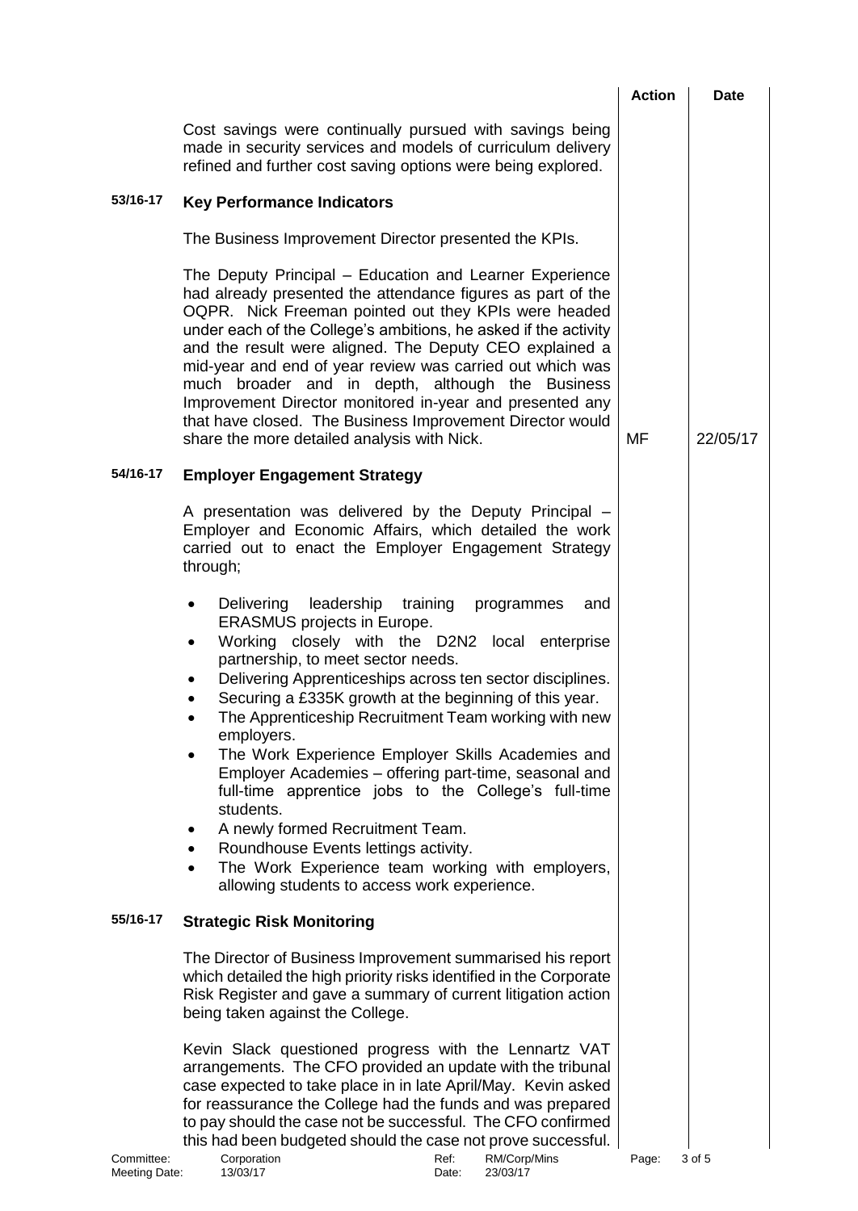| | | Action | Date |
|---|---|---|---|
| | Cost savings were continually pursued with savings being made in security services and models of curriculum delivery refined and further cost saving options were being explored. | | |
| **53/16-17** | **Key Performance Indicators** | | |
| | The Business Improvement Director presented the KPIs. | | |
| | The Deputy Principal – Education and Learner Experience had already presented the attendance figures as part of the OQPR. Nick Freeman pointed out they KPIs were headed under each of the College's ambitions, he asked if the activity and the result were aligned. The Deputy CEO explained a mid-year and end of year review was carried out which was much broader and in depth, although the Business Improvement Director monitored in-year and presented any that have closed. The Business Improvement Director would share the more detailed analysis with Nick. | MF | 22/05/17 |
| **54/16-17** | **Employer Engagement Strategy** | | |
| | A presentation was delivered by the Deputy Principal – Employer and Economic Affairs, which detailed the work carried out to enact the Employer Engagement Strategy through;<br><br>• Delivering leadership training programmes and ERASMUS projects in Europe.<br>• Working closely with the D2N2 local enterprise partnership, to meet sector needs.<br>• Delivering Apprenticeships across ten sector disciplines.<br>• Securing a £335K growth at the beginning of this year.<br>• The Apprenticeship Recruitment Team working with new employers.<br>• The Work Experience Employer Skills Academies and Employer Academies – offering part-time, seasonal and full-time apprentice jobs to the College's full-time students.<br>• A newly formed Recruitment Team.<br>• Roundhouse Events lettings activity.<br>• The Work Experience team working with employers, allowing students to access work experience. | | |
| **55/16-17** | **Strategic Risk Monitoring** | | |
| | The Director of Business Improvement summarised his report which detailed the high priority risks identified in the Corporate Risk Register and gave a summary of current litigation action being taken against the College. | | |
| | Kevin Slack questioned progress with the Lennartz VAT arrangements. The CFO provided an update with the tribunal case expected to take place in in late April/May. Kevin asked for reassurance the College had the funds and was prepared to pay should the case not be successful. The CFO confirmed this had been budgeted should the case not prove successful. | | |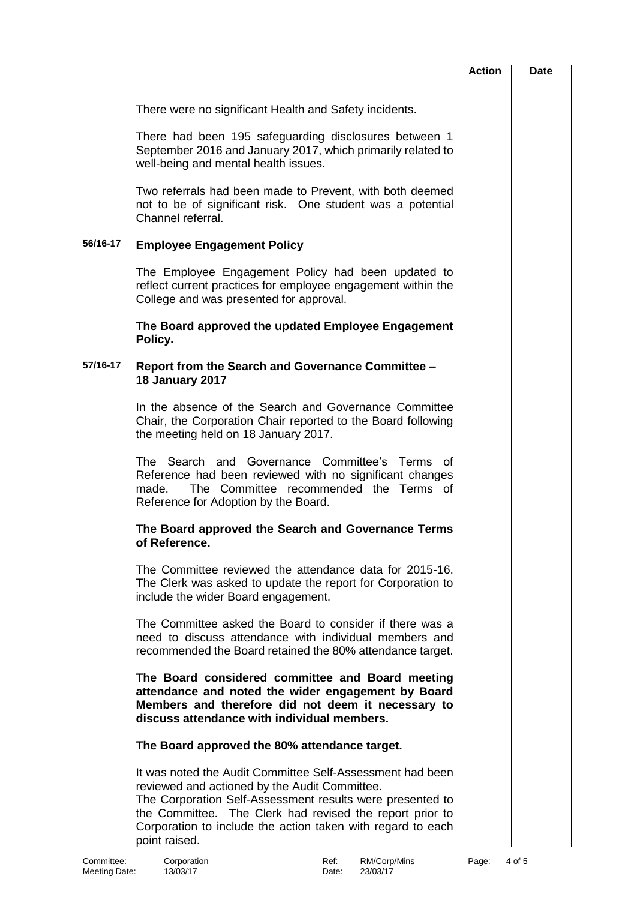There were no significant Health and Safety incidents.

There had been 195 safeguarding disclosures between 1 September 2016 and January 2017, which primarily related to well-being and mental health issues.

Two referrals had been made to Prevent, with both deemed not to be of significant risk. One student was a potential Channel referral.

### 56/16-17 Employee Engagement Policy

The Employee Engagement Policy had been updated to reflect current practices for employee engagement within the College and was presented for approval.

**The Board approved the updated Employee Engagement Policy.**

### 57/16-17 Report from the Search and Governance Committee – 18 January 2017

In the absence of the Search and Governance Committee Chair, the Corporation Chair reported to the Board following the meeting held on 18 January 2017.

The Search and Governance Committee's Terms of Reference had been reviewed with no significant changes made. The Committee recommended the Terms of Reference for Adoption by the Board.

**The Board approved the Search and Governance Terms of Reference.**

The Committee reviewed the attendance data for 2015-16. The Clerk was asked to update the report for Corporation to include the wider Board engagement.

The Committee asked the Board to consider if there was a need to discuss attendance with individual members and recommended the Board retained the 80% attendance target.

**The Board considered committee and Board meeting attendance and noted the wider engagement by Board Members and therefore did not deem it necessary to discuss attendance with individual members.**

**The Board approved the 80% attendance target.**

It was noted the Audit Committee Self-Assessment had been reviewed and actioned by the Audit Committee.
The Corporation Self-Assessment results were presented to the Committee. The Clerk had revised the report prior to Corporation to include the action taken with regard to each point raised.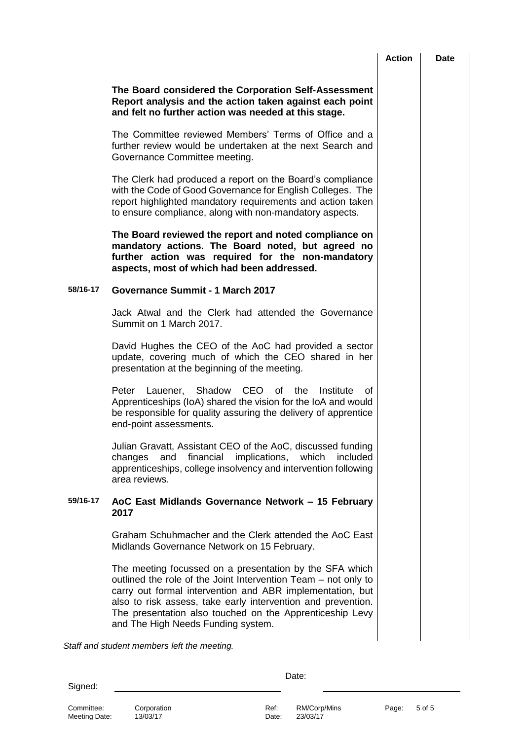**The Board considered the Corporation Self-Assessment Report analysis and the action taken against each point and felt no further action was needed at this stage.**

The Committee reviewed Members' Terms of Office and a further review would be undertaken at the next Search and Governance Committee meeting.

The Clerk had produced a report on the Board's compliance with the Code of Good Governance for English Colleges. The report highlighted mandatory requirements and action taken to ensure compliance, along with non-mandatory aspects.

**The Board reviewed the report and noted compliance on mandatory actions. The Board noted, but agreed no further action was required for the non-mandatory aspects, most of which had been addressed.**

**58/16-17 Governance Summit - 1 March 2017**

Jack Atwal and the Clerk had attended the Governance Summit on 1 March 2017.

David Hughes the CEO of the AoC had provided a sector update, covering much of which the CEO shared in her presentation at the beginning of the meeting.

Peter Lauener, Shadow CEO of the Institute of Apprenticeships (IoA) shared the vision for the IoA and would be responsible for quality assuring the delivery of apprentice end-point assessments.

Julian Gravatt, Assistant CEO of the AoC, discussed funding changes and financial implications, which included apprenticeships, college insolvency and intervention following area reviews.

**59/16-17 AoC East Midlands Governance Network – 15 February 2017**

Graham Schuhmacher and the Clerk attended the AoC East Midlands Governance Network on 15 February.

The meeting focussed on a presentation by the SFA which outlined the role of the Joint Intervention Team – not only to carry out formal intervention and ABR implementation, but also to risk assess, take early intervention and prevention. The presentation also touched on the Apprenticeship Levy and The High Needs Funding system.

*Staff and student members left the meeting.*

Signed: ______________________ Date: ______________________